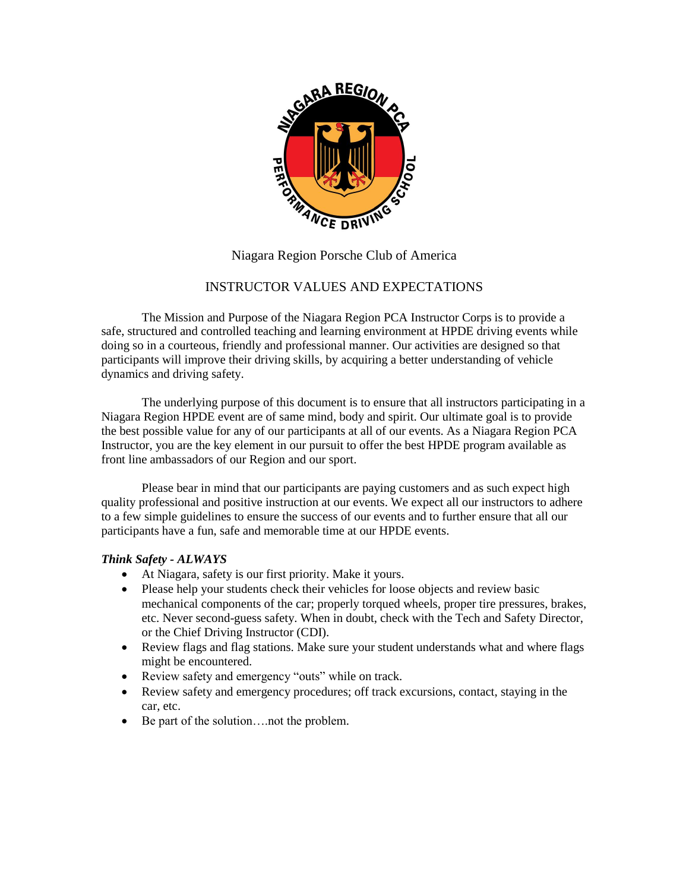Niagara Region Porsche Club of America

# INSTRUCTOR VALUES AND EXPECTATIONS

The Mission and Purpose of the Niagara Region PCA Instructor Corps is to provide a safe, structured and controlled teaching and learning environment at HPDE driving events while doing so in a courteous, friendly and professional manner. Our activities are designed so that participants will improve their driving skills, by acquiring a better understanding of vehicle dynamics and driving safety.

The underlying purpose of this document is to ensure that all instructors participating in a Niagara Region HPDE event are of same mind, body and spirit. Our ultimate goal is to provide the best possible value for any of our participants at all of our events. As a Niagara Region PCA Instructor, you are the key element in our pursuit to offer the best HPDE program available as front line ambassadors of our Region and our sport.

Please bear in mind that our participants are paying customers and as such expect high quality professional and positive instruction at our events. We expect all our instructors to adhere to a few simple guidelines to ensure the success of our events and to further ensure that all our participants have a fun, safe and memorable time at our HPDE events.

***Think Safety - ALWAYS***

- At Niagara, safety is our first priority. Make it yours.
- Please help your students check their vehicles for loose objects and review basic mechanical components of the car; properly torqued wheels, proper tire pressures, brakes, etc. Never second-guess safety. When in doubt, check with the Tech and Safety Director, or the Chief Driving Instructor (CDI).
- Review flags and flag stations. Make sure your student understands what and where flags might be encountered.
- Review safety and emergency "outs" while on track.
- Review safety and emergency procedures; off track excursions, contact, staying in the car, etc.
- Be part of the solution….not the problem.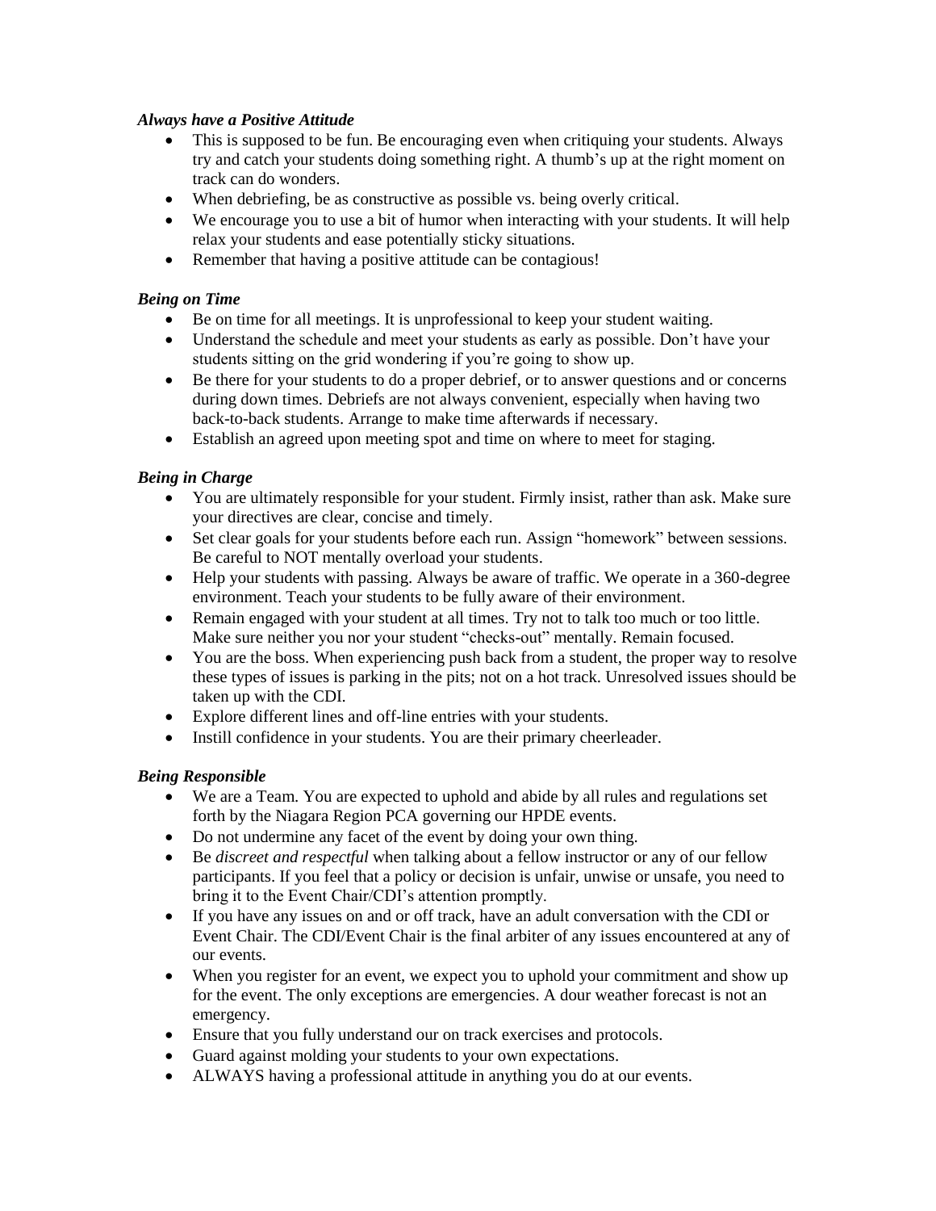***Always have a Positive Attitude***

- This is supposed to be fun. Be encouraging even when critiquing your students. Always try and catch your students doing something right. A thumb's up at the right moment on track can do wonders.
- When debriefing, be as constructive as possible vs. being overly critical.
- We encourage you to use a bit of humor when interacting with your students. It will help relax your students and ease potentially sticky situations.
- Remember that having a positive attitude can be contagious!

***Being on Time***

- Be on time for all meetings. It is unprofessional to keep your student waiting.
- Understand the schedule and meet your students as early as possible. Don't have your students sitting on the grid wondering if you're going to show up.
- Be there for your students to do a proper debrief, or to answer questions and or concerns during down times. Debriefs are not always convenient, especially when having two back-to-back students. Arrange to make time afterwards if necessary.
- Establish an agreed upon meeting spot and time on where to meet for staging.

***Being in Charge***

- You are ultimately responsible for your student. Firmly insist, rather than ask. Make sure your directives are clear, concise and timely.
- Set clear goals for your students before each run. Assign "homework" between sessions. Be careful to NOT mentally overload your students.
- Help your students with passing. Always be aware of traffic. We operate in a 360-degree environment. Teach your students to be fully aware of their environment.
- Remain engaged with your student at all times. Try not to talk too much or too little. Make sure neither you nor your student "checks-out" mentally. Remain focused.
- You are the boss. When experiencing push back from a student, the proper way to resolve these types of issues is parking in the pits; not on a hot track. Unresolved issues should be taken up with the CDI.
- Explore different lines and off-line entries with your students.
- Instill confidence in your students. You are their primary cheerleader.

***Being Responsible***

- We are a Team. You are expected to uphold and abide by all rules and regulations set forth by the Niagara Region PCA governing our HPDE events.
- Do not undermine any facet of the event by doing your own thing.
- Be *discreet and respectful* when talking about a fellow instructor or any of our fellow participants. If you feel that a policy or decision is unfair, unwise or unsafe, you need to bring it to the Event Chair/CDI's attention promptly.
- If you have any issues on and or off track, have an adult conversation with the CDI or Event Chair. The CDI/Event Chair is the final arbiter of any issues encountered at any of our events.
- When you register for an event, we expect you to uphold your commitment and show up for the event. The only exceptions are emergencies. A dour weather forecast is not an emergency.
- Ensure that you fully understand our on track exercises and protocols.
- Guard against molding your students to your own expectations.
- ALWAYS having a professional attitude in anything you do at our events.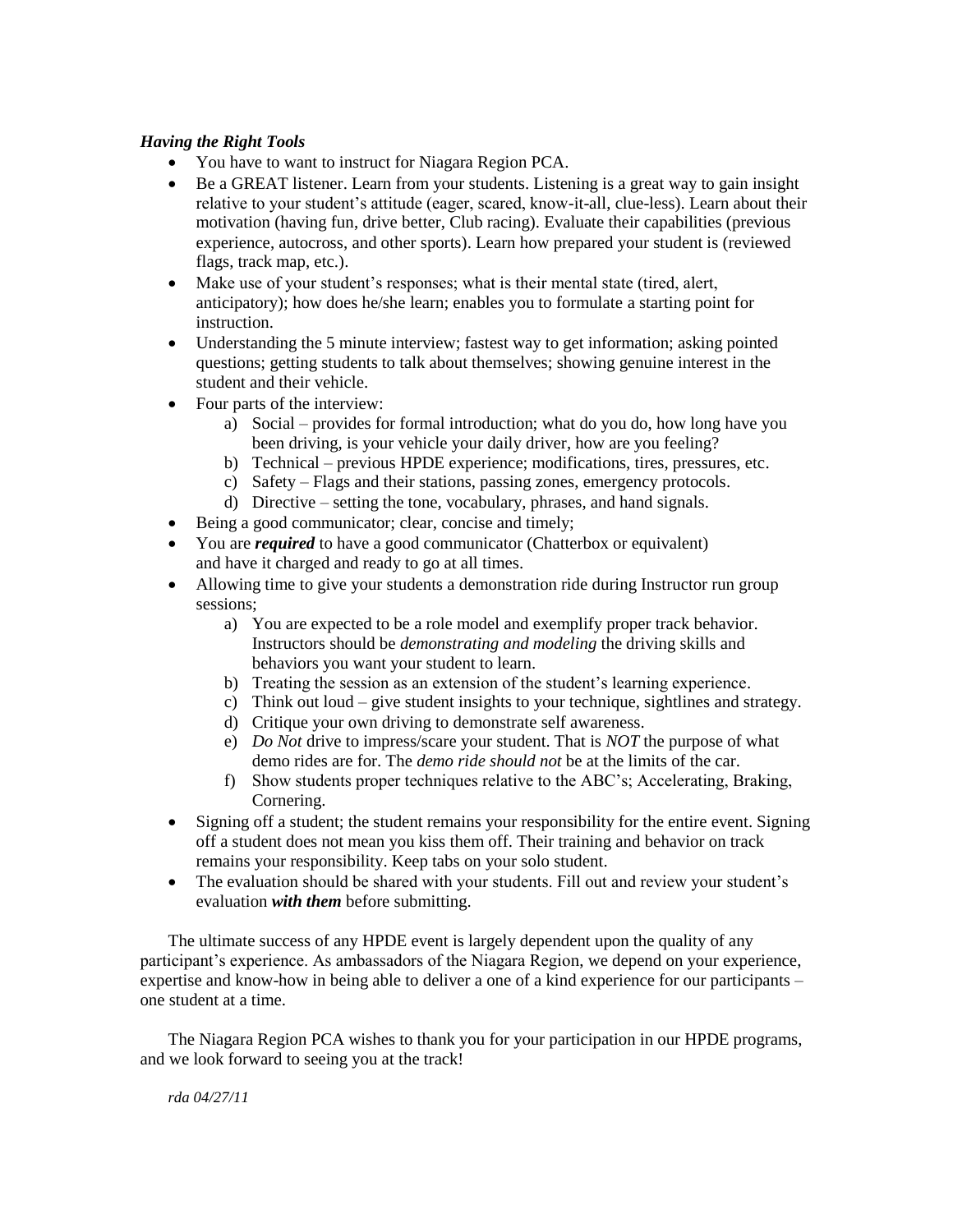***Having the Right Tools***

- You have to want to instruct for Niagara Region PCA.
- Be a GREAT listener. Learn from your students. Listening is a great way to gain insight relative to your student's attitude (eager, scared, know-it-all, clue-less). Learn about their motivation (having fun, drive better, Club racing). Evaluate their capabilities (previous experience, autocross, and other sports). Learn how prepared your student is (reviewed flags, track map, etc.).
- Make use of your student's responses; what is their mental state (tired, alert, anticipatory); how does he/she learn; enables you to formulate a starting point for instruction.
- Understanding the 5 minute interview; fastest way to get information; asking pointed questions; getting students to talk about themselves; showing genuine interest in the student and their vehicle.
- Four parts of the interview:
  a) Social – provides for formal introduction; what do you do, how long have you been driving, is your vehicle your daily driver, how are you feeling?
  b) Technical – previous HPDE experience; modifications, tires, pressures, etc.
  c) Safety – Flags and their stations, passing zones, emergency protocols.
  d) Directive – setting the tone, vocabulary, phrases, and hand signals.
- Being a good communicator; clear, concise and timely;
- You are ***required*** to have a good communicator (Chatterbox or equivalent) and have it charged and ready to go at all times.
- Allowing time to give your students a demonstration ride during Instructor run group sessions;
  a) You are expected to be a role model and exemplify proper track behavior. Instructors should be *demonstrating and modeling* the driving skills and behaviors you want your student to learn.
  b) Treating the session as an extension of the student's learning experience.
  c) Think out loud – give student insights to your technique, sightlines and strategy.
  d) Critique your own driving to demonstrate self awareness.
  e) *Do Not* drive to impress/scare your student. That is *NOT* the purpose of what demo rides are for. The *demo ride should not* be at the limits of the car.
  f) Show students proper techniques relative to the ABC's; Accelerating, Braking, Cornering.
- Signing off a student; the student remains your responsibility for the entire event. Signing off a student does not mean you kiss them off. Their training and behavior on track remains your responsibility. Keep tabs on your solo student.
- The evaluation should be shared with your students. Fill out and review your student's evaluation ***with them*** before submitting.

The ultimate success of any HPDE event is largely dependent upon the quality of any participant's experience. As ambassadors of the Niagara Region, we depend on your experience, expertise and know-how in being able to deliver a one of a kind experience for our participants – one student at a time.

The Niagara Region PCA wishes to thank you for your participation in our HPDE programs, and we look forward to seeing you at the track!

*rda 04/27/11*